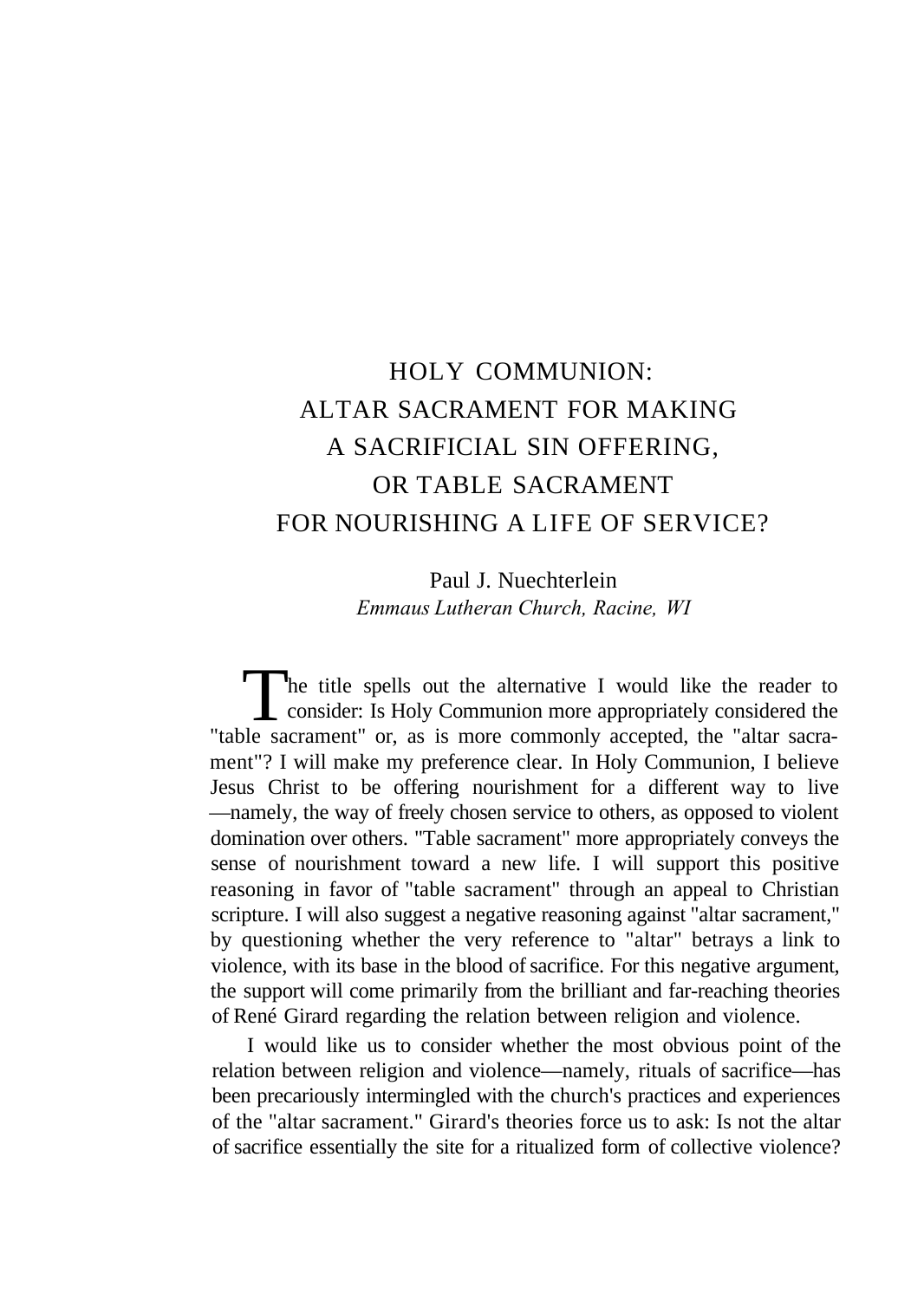# HOLY COMMUNION: ALTAR SACRAMENT FOR MAKING A SACRIFICIAL SIN OFFERING, OR TABLE SACRAMENT FOR NOURISHING A LIFE OF SERVICE?

Paul J. Nuechterlein
*Emmaus Lutheran Church, Racine, WI*

The title spells out the alternative I would like the reader to consider: Is Holy Communion more appropriately considered the "table sacrament" or, as is more commonly accepted, the "altar sacrament"? I will make my preference clear. In Holy Communion, I believe Jesus Christ to be offering nourishment for a different way to live —namely, the way of freely chosen service to others, as opposed to violent domination over others. "Table sacrament" more appropriately conveys the sense of nourishment toward a new life. I will support this positive reasoning in favor of "table sacrament" through an appeal to Christian scripture. I will also suggest a negative reasoning against "altar sacrament," by questioning whether the very reference to "altar" betrays a link to violence, with its base in the blood of sacrifice. For this negative argument, the support will come primarily from the brilliant and far-reaching theories of René Girard regarding the relation between religion and violence.

I would like us to consider whether the most obvious point of the relation between religion and violence—namely, rituals of sacrifice—has been precariously intermingled with the church's practices and experiences of the "altar sacrament." Girard's theories force us to ask: Is not the altar of sacrifice essentially the site for a ritualized form of collective violence?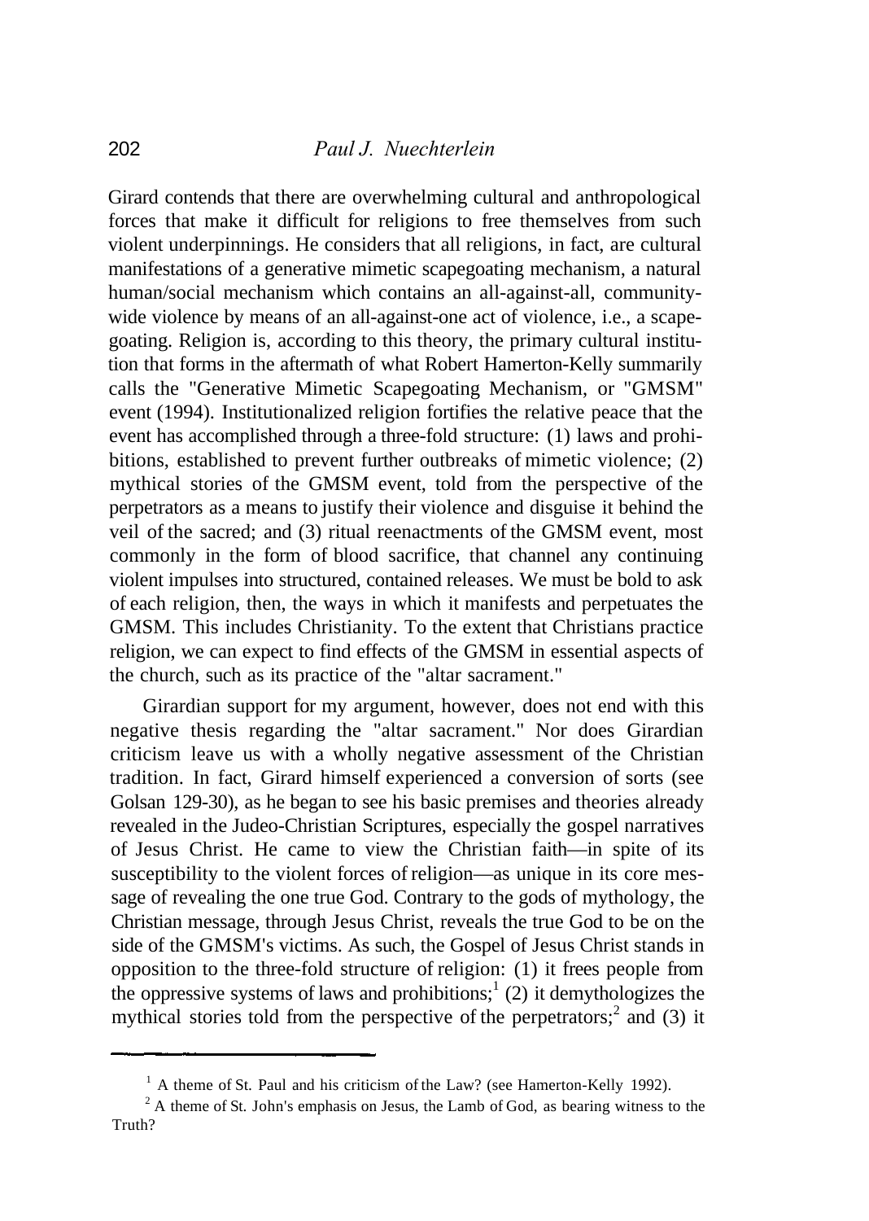Girard contends that there are overwhelming cultural and anthropological forces that make it difficult for religions to free themselves from such violent underpinnings. He considers that all religions, in fact, are cultural manifestations of a generative mimetic scapegoating mechanism, a natural human/social mechanism which contains an all-against-all, community-wide violence by means of an all-against-one act of violence, i.e., a scapegoating. Religion is, according to this theory, the primary cultural institution that forms in the aftermath of what Robert Hamerton-Kelly summarily calls the "Generative Mimetic Scapegoating Mechanism, or "GMSM" event (1994). Institutionalized religion fortifies the relative peace that the event has accomplished through a three-fold structure: (1) laws and prohibitions, established to prevent further outbreaks of mimetic violence; (2) mythical stories of the GMSM event, told from the perspective of the perpetrators as a means to justify their violence and disguise it behind the veil of the sacred; and (3) ritual reenactments of the GMSM event, most commonly in the form of blood sacrifice, that channel any continuing violent impulses into structured, contained releases. We must be bold to ask of each religion, then, the ways in which it manifests and perpetuates the GMSM. This includes Christianity. To the extent that Christians practice religion, we can expect to find effects of the GMSM in essential aspects of the church, such as its practice of the "altar sacrament."

Girardian support for my argument, however, does not end with this negative thesis regarding the "altar sacrament." Nor does Girardian criticism leave us with a wholly negative assessment of the Christian tradition. In fact, Girard himself experienced a conversion of sorts (see Golsan 129-30), as he began to see his basic premises and theories already revealed in the Judeo-Christian Scriptures, especially the gospel narratives of Jesus Christ. He came to view the Christian faith—in spite of its susceptibility to the violent forces of religion—as unique in its core message of revealing the one true God. Contrary to the gods of mythology, the Christian message, through Jesus Christ, reveals the true God to be on the side of the GMSM's victims. As such, the Gospel of Jesus Christ stands in opposition to the three-fold structure of religion: (1) it frees people from the oppressive systems of laws and prohibitions;[1] (2) it demythologizes the mythical stories told from the perspective of the perpetrators;[2] and (3) it

---

[1] A theme of St. Paul and his criticism of the Law? (see Hamerton-Kelly 1992).

[2] A theme of St. John's emphasis on Jesus, the Lamb of God, as bearing witness to the Truth?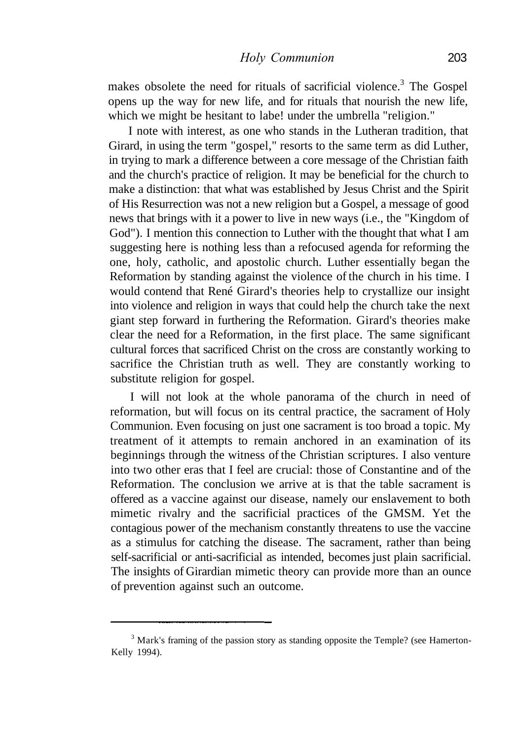makes obsolete the need for rituals of sacrificial violence.[3] The Gospel opens up the way for new life, and for rituals that nourish the new life, which we might be hesitant to labe! under the umbrella "religion."

I note with interest, as one who stands in the Lutheran tradition, that Girard, in using the term "gospel," resorts to the same term as did Luther, in trying to mark a difference between a core message of the Christian faith and the church's practice of religion. It may be beneficial for the church to make a distinction: that what was established by Jesus Christ and the Spirit of His Resurrection was not a new religion but a Gospel, a message of good news that brings with it a power to live in new ways (i.e., the "Kingdom of God"). I mention this connection to Luther with the thought that what I am suggesting here is nothing less than a refocused agenda for reforming the one, holy, catholic, and apostolic church. Luther essentially began the Reformation by standing against the violence of the church in his time. I would contend that René Girard's theories help to crystallize our insight into violence and religion in ways that could help the church take the next giant step forward in furthering the Reformation. Girard's theories make clear the need for a Reformation, in the first place. The same significant cultural forces that sacrificed Christ on the cross are constantly working to sacrifice the Christian truth as well. They are constantly working to substitute religion for gospel.

I will not look at the whole panorama of the church in need of reformation, but will focus on its central practice, the sacrament of Holy Communion. Even focusing on just one sacrament is too broad a topic. My treatment of it attempts to remain anchored in an examination of its beginnings through the witness of the Christian scriptures. I also venture into two other eras that I feel are crucial: those of Constantine and of the Reformation. The conclusion we arrive at is that the table sacrament is offered as a vaccine against our disease, namely our enslavement to both mimetic rivalry and the sacrificial practices of the GMSM. Yet the contagious power of the mechanism constantly threatens to use the vaccine as a stimulus for catching the disease. The sacrament, rather than being self-sacrificial or anti-sacrificial as intended, becomes just plain sacrificial. The insights of Girardian mimetic theory can provide more than an ounce of prevention against such an outcome.

---

[3] Mark's framing of the passion story as standing opposite the Temple? (see Hamerton-Kelly 1994).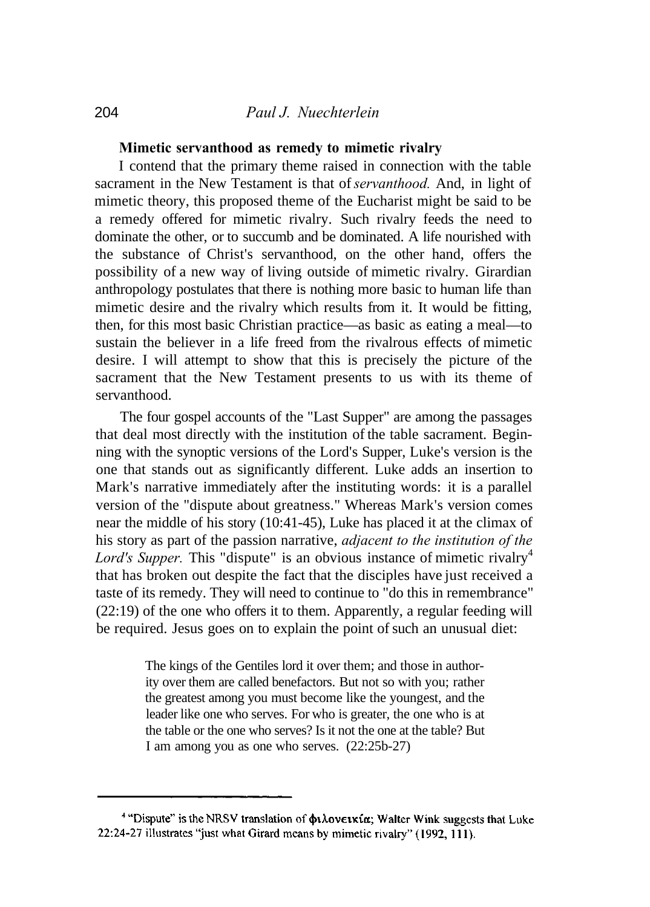**Mimetic servanthood as remedy to mimetic rivalry**

I contend that the primary theme raised in connection with the table sacrament in the New Testament is that of *servanthood.* And, in light of mimetic theory, this proposed theme of the Eucharist might be said to be a remedy offered for mimetic rivalry. Such rivalry feeds the need to dominate the other, or to succumb and be dominated. A life nourished with the substance of Christ's servanthood, on the other hand, offers the possibility of a new way of living outside of mimetic rivalry. Girardian anthropology postulates that there is nothing more basic to human life than mimetic desire and the rivalry which results from it. It would be fitting, then, for this most basic Christian practice—as basic as eating a meal—to sustain the believer in a life freed from the rivalrous effects of mimetic desire. I will attempt to show that this is precisely the picture of the sacrament that the New Testament presents to us with its theme of servanthood.

The four gospel accounts of the "Last Supper" are among the passages that deal most directly with the institution of the table sacrament. Beginning with the synoptic versions of the Lord's Supper, Luke's version is the one that stands out as significantly different. Luke adds an insertion to Mark's narrative immediately after the instituting words: it is a parallel version of the "dispute about greatness." Whereas Mark's version comes near the middle of his story (10:41-45), Luke has placed it at the climax of his story as part of the passion narrative, *adjacent to the institution of the Lord's Supper.* This "dispute" is an obvious instance of mimetic rivalry[4] that has broken out despite the fact that the disciples have just received a taste of its remedy. They will need to continue to "do this in remembrance" (22:19) of the one who offers it to them. Apparently, a regular feeding will be required. Jesus goes on to explain the point of such an unusual diet:

> The kings of the Gentiles lord it over them; and those in authority over them are called benefactors. But not so with you; rather the greatest among you must become like the youngest, and the leader like one who serves. For who is greater, the one who is at the table or the one who serves? Is it not the one at the table? But I am among you as one who serves. (22:25b-27)

---

[4] "Dispute" is the NRSV translation of φιλονεικία; Walter Wink suggests that Luke 22:24-27 illustrates "just what Girard means by mimetic rivalry" (1992, 111).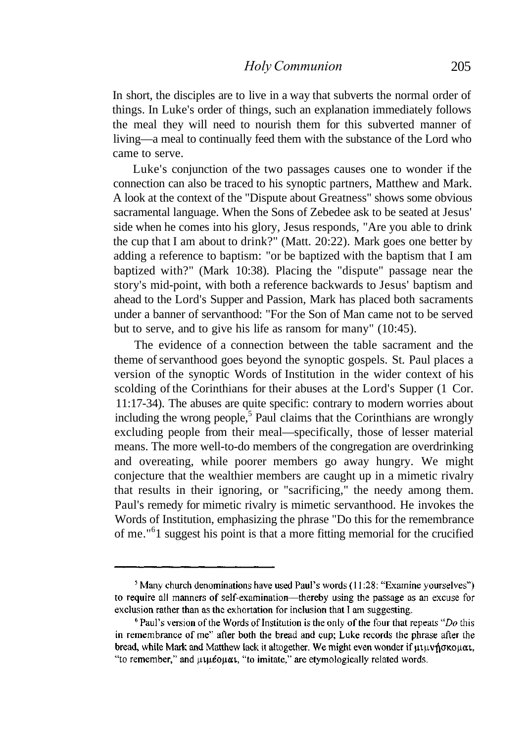In short, the disciples are to live in a way that subverts the normal order of things. In Luke's order of things, such an explanation immediately follows the meal they will need to nourish them for this subverted manner of living—a meal to continually feed them with the substance of the Lord who came to serve.

Luke's conjunction of the two passages causes one to wonder if the connection can also be traced to his synoptic partners, Matthew and Mark. A look at the context of the "Dispute about Greatness" shows some obvious sacramental language. When the Sons of Zebedee ask to be seated at Jesus' side when he comes into his glory, Jesus responds, "Are you able to drink the cup that I am about to drink?" (Matt. 20:22). Mark goes one better by adding a reference to baptism: "or be baptized with the baptism that I am baptized with?" (Mark 10:38). Placing the "dispute" passage near the story's mid-point, with both a reference backwards to Jesus' baptism and ahead to the Lord's Supper and Passion, Mark has placed both sacraments under a banner of servanthood: "For the Son of Man came not to be served but to serve, and to give his life as ransom for many" (10:45).

The evidence of a connection between the table sacrament and the theme of servanthood goes beyond the synoptic gospels. St. Paul places a version of the synoptic Words of Institution in the wider context of his scolding of the Corinthians for their abuses at the Lord's Supper (1 Cor. 11:17-34). The abuses are quite specific: contrary to modern worries about including the wrong people,[5] Paul claims that the Corinthians are wrongly excluding people from their meal—specifically, those of lesser material means. The more well-to-do members of the congregation are overdrinking and overeating, while poorer members go away hungry. We might conjecture that the wealthier members are caught up in a mimetic rivalry that results in their ignoring, or "sacrificing," the needy among them. Paul's remedy for mimetic rivalry is mimetic servanthood. He invokes the Words of Institution, emphasizing the phrase "Do this for the remembrance of me."[6] I suggest his point is that a more fitting memorial for the crucified

---

[5] Many church denominations have used Paul's words (11:28: "Examine yourselves") to require all manners of self-examination—thereby using the passage as an excuse for exclusion rather than as the exhortation for inclusion that I am suggesting.

[6] Paul's version of the Words of Institution is the only of the four that repeats "*Do* this in remembrance of me" after both the bread and cup; Luke records the phrase after the bread, while Mark and Matthew lack it altogether. We might even wonder if μιμνήσκομαι, "to remember," and μιμέομαι, "to imitate," are etymologically related words.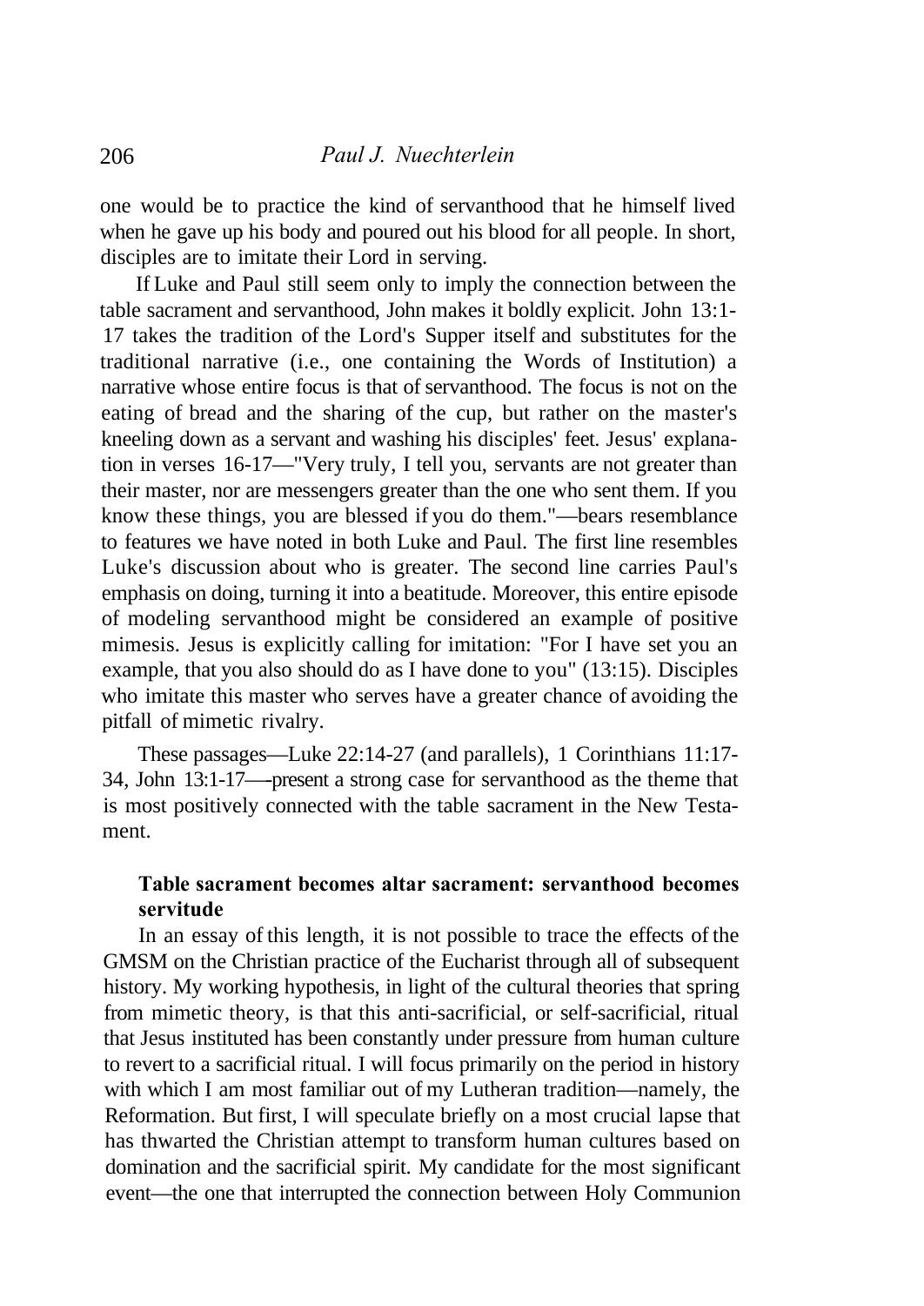one would be to practice the kind of servanthood that he himself lived when he gave up his body and poured out his blood for all people. In short, disciples are to imitate their Lord in serving.

If Luke and Paul still seem only to imply the connection between the table sacrament and servanthood, John makes it boldly explicit. John 13:1-17 takes the tradition of the Lord's Supper itself and substitutes for the traditional narrative (i.e., one containing the Words of Institution) a narrative whose entire focus is that of servanthood. The focus is not on the eating of bread and the sharing of the cup, but rather on the master's kneeling down as a servant and washing his disciples' feet. Jesus' explanation in verses 16-17—"Very truly, I tell you, servants are not greater than their master, nor are messengers greater than the one who sent them. If you know these things, you are blessed if you do them."—bears resemblance to features we have noted in both Luke and Paul. The first line resembles Luke's discussion about who is greater. The second line carries Paul's emphasis on doing, turning it into a beatitude. Moreover, this entire episode of modeling servanthood might be considered an example of positive mimesis. Jesus is explicitly calling for imitation: "For I have set you an example, that you also should do as I have done to you" (13:15). Disciples who imitate this master who serves have a greater chance of avoiding the pitfall of mimetic rivalry.

These passages—Luke 22:14-27 (and parallels), 1 Corinthians 11:17-34, John 13:1-17—present a strong case for servanthood as the theme that is most positively connected with the table sacrament in the New Testament.

### Table sacrament becomes altar sacrament: servanthood becomes servitude

In an essay of this length, it is not possible to trace the effects of the GMSM on the Christian practice of the Eucharist through all of subsequent history. My working hypothesis, in light of the cultural theories that spring from mimetic theory, is that this anti-sacrificial, or self-sacrificial, ritual that Jesus instituted has been constantly under pressure from human culture to revert to a sacrificial ritual. I will focus primarily on the period in history with which I am most familiar out of my Lutheran tradition—namely, the Reformation. But first, I will speculate briefly on a most crucial lapse that has thwarted the Christian attempt to transform human cultures based on domination and the sacrificial spirit. My candidate for the most significant event—the one that interrupted the connection between Holy Communion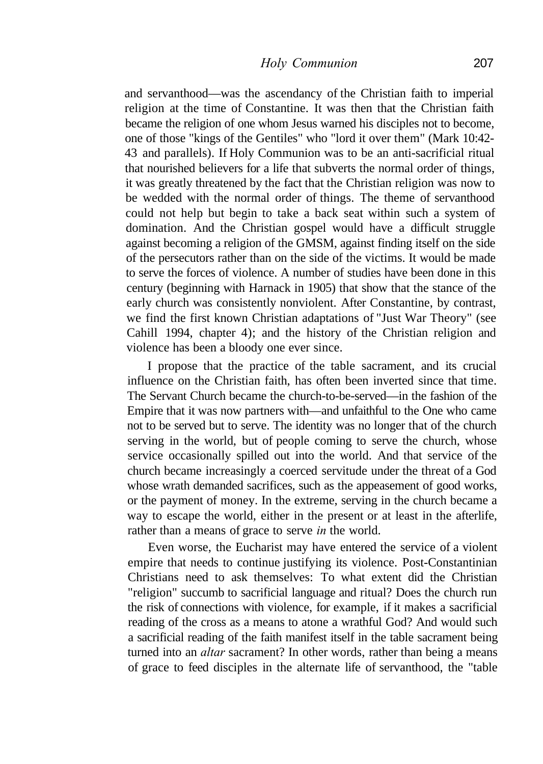and servanthood—was the ascendancy of the Christian faith to imperial religion at the time of Constantine. It was then that the Christian faith became the religion of one whom Jesus warned his disciples not to become, one of those "kings of the Gentiles" who "lord it over them" (Mark 10:42-43 and parallels). If Holy Communion was to be an anti-sacrificial ritual that nourished believers for a life that subverts the normal order of things, it was greatly threatened by the fact that the Christian religion was now to be wedded with the normal order of things. The theme of servanthood could not help but begin to take a back seat within such a system of domination. And the Christian gospel would have a difficult struggle against becoming a religion of the GMSM, against finding itself on the side of the persecutors rather than on the side of the victims. It would be made to serve the forces of violence. A number of studies have been done in this century (beginning with Harnack in 1905) that show that the stance of the early church was consistently nonviolent. After Constantine, by contrast, we find the first known Christian adaptations of "Just War Theory" (see Cahill 1994, chapter 4); and the history of the Christian religion and violence has been a bloody one ever since.

I propose that the practice of the table sacrament, and its crucial influence on the Christian faith, has often been inverted since that time. The Servant Church became the church-to-be-served—in the fashion of the Empire that it was now partners with—and unfaithful to the One who came not to be served but to serve. The identity was no longer that of the church serving in the world, but of people coming to serve the church, whose service occasionally spilled out into the world. And that service of the church became increasingly a coerced servitude under the threat of a God whose wrath demanded sacrifices, such as the appeasement of good works, or the payment of money. In the extreme, serving in the church became a way to escape the world, either in the present or at least in the afterlife, rather than a means of grace to serve *in* the world.

Even worse, the Eucharist may have entered the service of a violent empire that needs to continue justifying its violence. Post-Constantinian Christians need to ask themselves: To what extent did the Christian "religion" succumb to sacrificial language and ritual? Does the church run the risk of connections with violence, for example, if it makes a sacrificial reading of the cross as a means to atone a wrathful God? And would such a sacrificial reading of the faith manifest itself in the table sacrament being turned into an *altar* sacrament? In other words, rather than being a means of grace to feed disciples in the alternate life of servanthood, the "table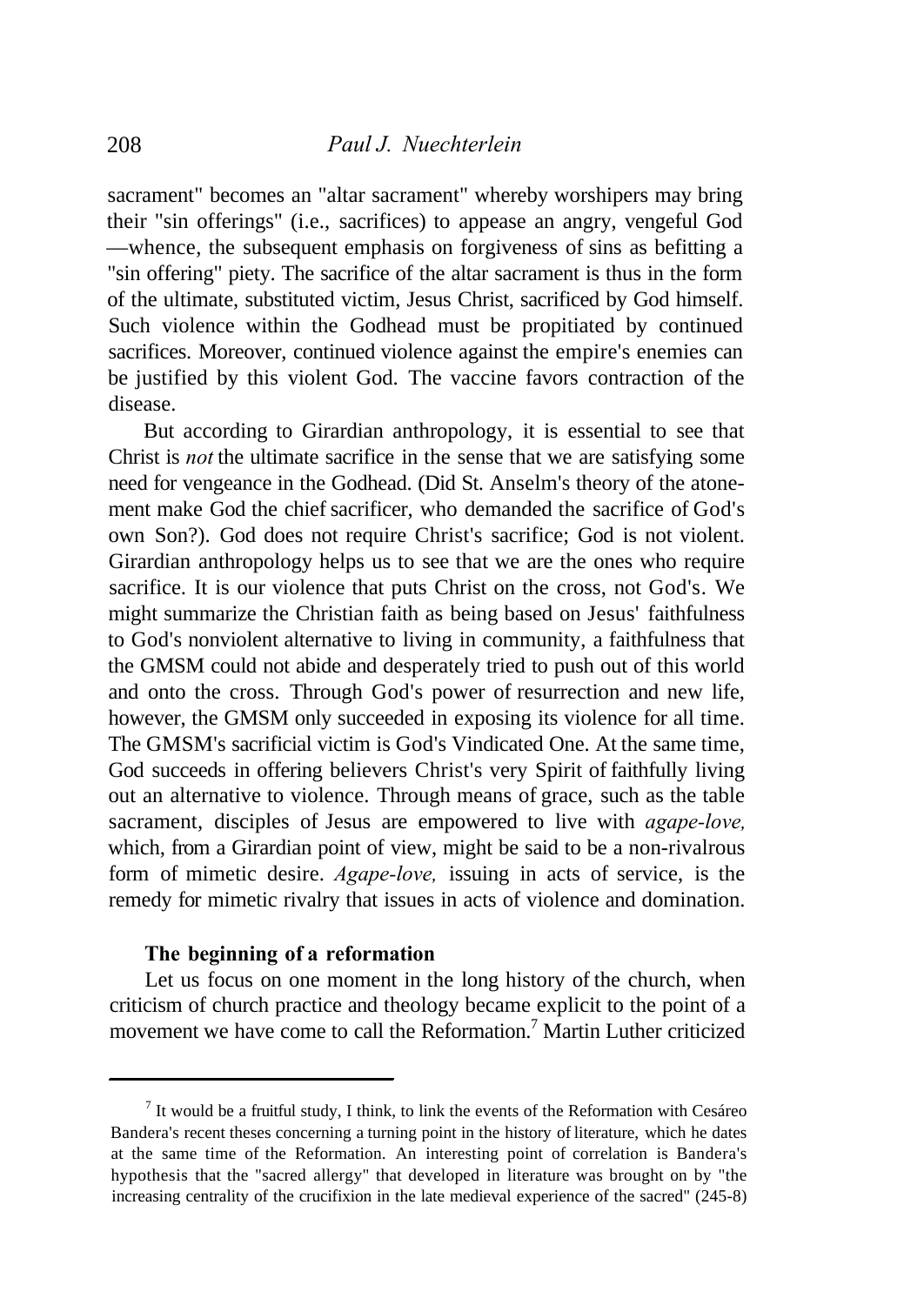sacrament" becomes an "altar sacrament" whereby worshipers may bring their "sin offerings" (i.e., sacrifices) to appease an angry, vengeful God —whence, the subsequent emphasis on forgiveness of sins as befitting a "sin offering" piety. The sacrifice of the altar sacrament is thus in the form of the ultimate, substituted victim, Jesus Christ, sacrificed by God himself. Such violence within the Godhead must be propitiated by continued sacrifices. Moreover, continued violence against the empire's enemies can be justified by this violent God. The vaccine favors contraction of the disease.

But according to Girardian anthropology, it is essential to see that Christ is *not* the ultimate sacrifice in the sense that we are satisfying some need for vengeance in the Godhead. (Did St. Anselm's theory of the atonement make God the chief sacrificer, who demanded the sacrifice of God's own Son?). God does not require Christ's sacrifice; God is not violent. Girardian anthropology helps us to see that we are the ones who require sacrifice. It is our violence that puts Christ on the cross, not God's. We might summarize the Christian faith as being based on Jesus' faithfulness to God's nonviolent alternative to living in community, a faithfulness that the GMSM could not abide and desperately tried to push out of this world and onto the cross. Through God's power of resurrection and new life, however, the GMSM only succeeded in exposing its violence for all time. The GMSM's sacrificial victim is God's Vindicated One. At the same time, God succeeds in offering believers Christ's very Spirit of faithfully living out an alternative to violence. Through means of grace, such as the table sacrament, disciples of Jesus are empowered to live with *agape-love,* which, from a Girardian point of view, might be said to be a non-rivalrous form of mimetic desire. *Agape-love,* issuing in acts of service, is the remedy for mimetic rivalry that issues in acts of violence and domination.

### The beginning of a reformation

Let us focus on one moment in the long history of the church, when criticism of church practice and theology became explicit to the point of a movement we have come to call the Reformation.[7] Martin Luther criticized

---

[7] It would be a fruitful study, I think, to link the events of the Reformation with Cesáreo Bandera's recent theses concerning a turning point in the history of literature, which he dates at the same time of the Reformation. An interesting point of correlation is Bandera's hypothesis that the "sacred allergy" that developed in literature was brought on by "the increasing centrality of the crucifixion in the late medieval experience of the sacred" (245-8)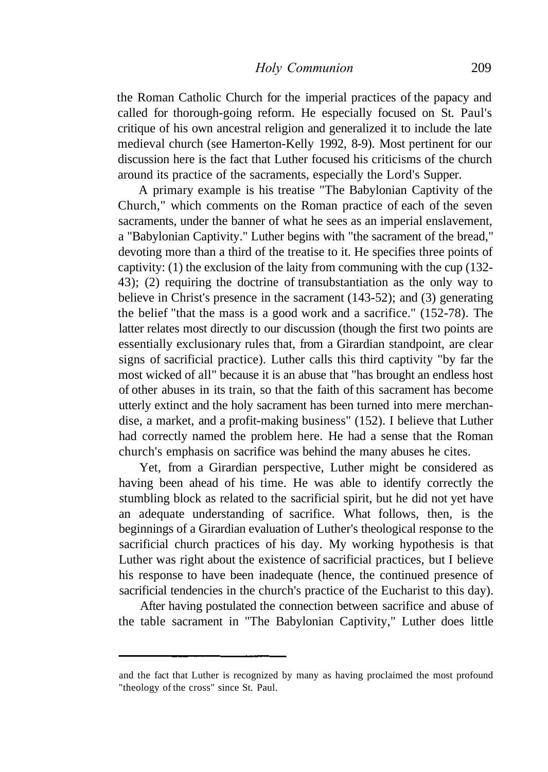the Roman Catholic Church for the imperial practices of the papacy and called for thorough-going reform. He especially focused on St. Paul's critique of his own ancestral religion and generalized it to include the late medieval church (see Hamerton-Kelly 1992, 8-9). Most pertinent for our discussion here is the fact that Luther focused his criticisms of the church around its practice of the sacraments, especially the Lord's Supper.

A primary example is his treatise "The Babylonian Captivity of the Church," which comments on the Roman practice of each of the seven sacraments, under the banner of what he sees as an imperial enslavement, a "Babylonian Captivity." Luther begins with "the sacrament of the bread," devoting more than a third of the treatise to it. He specifies three points of captivity: (1) the exclusion of the laity from communing with the cup (132-43); (2) requiring the doctrine of transubstantiation as the only way to believe in Christ's presence in the sacrament (143-52); and (3) generating the belief "that the mass is a good work and a sacrifice." (152-78). The latter relates most directly to our discussion (though the first two points are essentially exclusionary rules that, from a Girardian standpoint, are clear signs of sacrificial practice). Luther calls this third captivity "by far the most wicked of all" because it is an abuse that "has brought an endless host of other abuses in its train, so that the faith of this sacrament has become utterly extinct and the holy sacrament has been turned into mere merchandise, a market, and a profit-making business" (152). I believe that Luther had correctly named the problem here. He had a sense that the Roman church's emphasis on sacrifice was behind the many abuses he cites.

Yet, from a Girardian perspective, Luther might be considered as having been ahead of his time. He was able to identify correctly the stumbling block as related to the sacrificial spirit, but he did not yet have an adequate understanding of sacrifice. What follows, then, is the beginnings of a Girardian evaluation of Luther's theological response to the sacrificial church practices of his day. My working hypothesis is that Luther was right about the existence of sacrificial practices, but I believe his response to have been inadequate (hence, the continued presence of sacrificial tendencies in the church's practice of the Eucharist to this day).

After having postulated the connection between sacrifice and abuse of the table sacrament in "The Babylonian Captivity," Luther does little

---

and the fact that Luther is recognized by many as having proclaimed the most profound "theology of the cross" since St. Paul.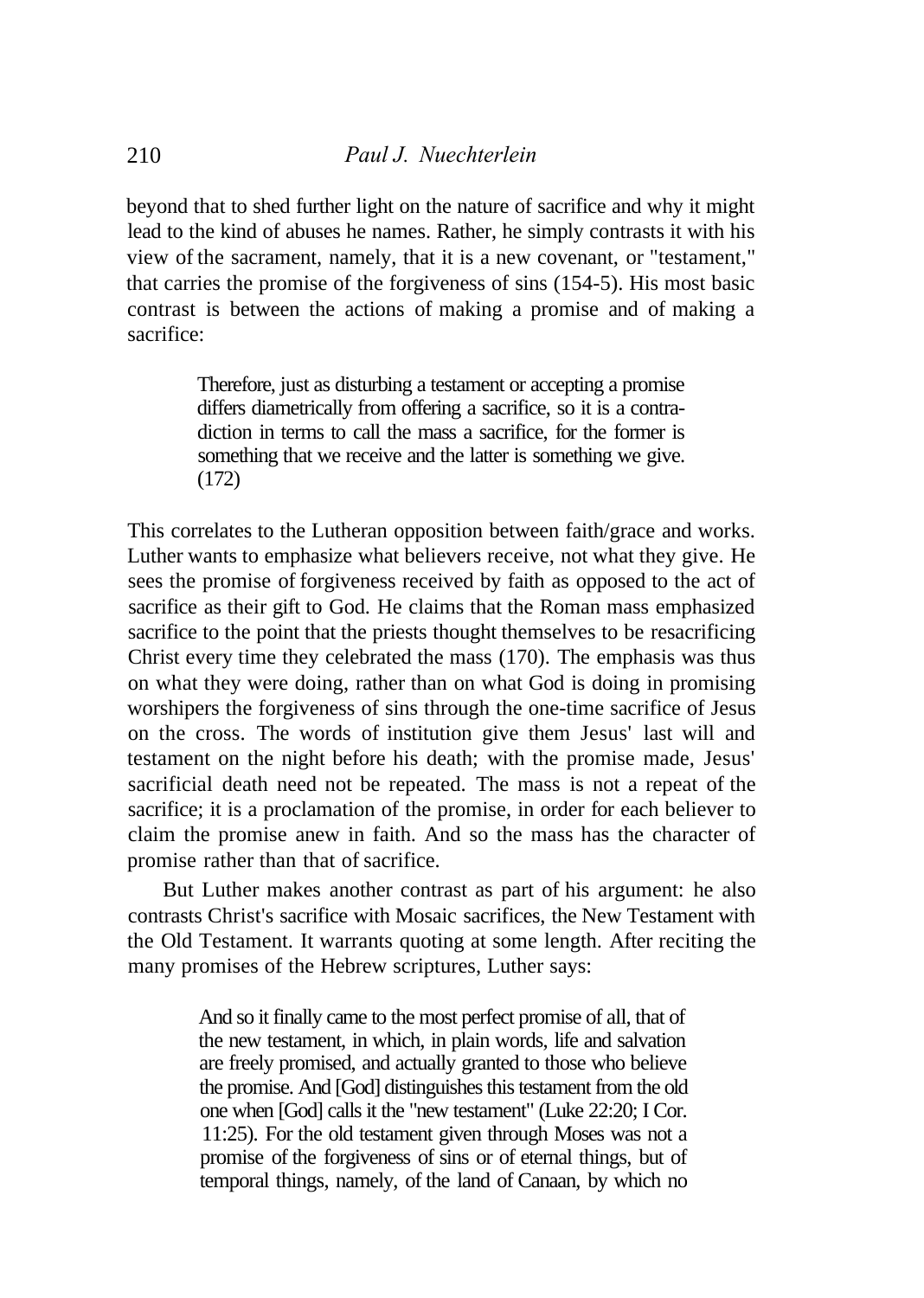beyond that to shed further light on the nature of sacrifice and why it might lead to the kind of abuses he names. Rather, he simply contrasts it with his view of the sacrament, namely, that it is a new covenant, or "testament," that carries the promise of the forgiveness of sins (154-5). His most basic contrast is between the actions of making a promise and of making a sacrifice:

> Therefore, just as disturbing a testament or accepting a promise differs diametrically from offering a sacrifice, so it is a contradiction in terms to call the mass a sacrifice, for the former is something that we receive and the latter is something we give. (172)

This correlates to the Lutheran opposition between faith/grace and works. Luther wants to emphasize what believers receive, not what they give. He sees the promise of forgiveness received by faith as opposed to the act of sacrifice as their gift to God. He claims that the Roman mass emphasized sacrifice to the point that the priests thought themselves to be resacrificing Christ every time they celebrated the mass (170). The emphasis was thus on what they were doing, rather than on what God is doing in promising worshipers the forgiveness of sins through the one-time sacrifice of Jesus on the cross. The words of institution give them Jesus' last will and testament on the night before his death; with the promise made, Jesus' sacrificial death need not be repeated. The mass is not a repeat of the sacrifice; it is a proclamation of the promise, in order for each believer to claim the promise anew in faith. And so the mass has the character of promise rather than that of sacrifice.

But Luther makes another contrast as part of his argument: he also contrasts Christ's sacrifice with Mosaic sacrifices, the New Testament with the Old Testament. It warrants quoting at some length. After reciting the many promises of the Hebrew scriptures, Luther says:

> And so it finally came to the most perfect promise of all, that of the new testament, in which, in plain words, life and salvation are freely promised, and actually granted to those who believe the promise. And [God] distinguishes this testament from the old one when [God] calls it the "new testament" (Luke 22:20; I Cor. 11:25). For the old testament given through Moses was not a promise of the forgiveness of sins or of eternal things, but of temporal things, namely, of the land of Canaan, by which no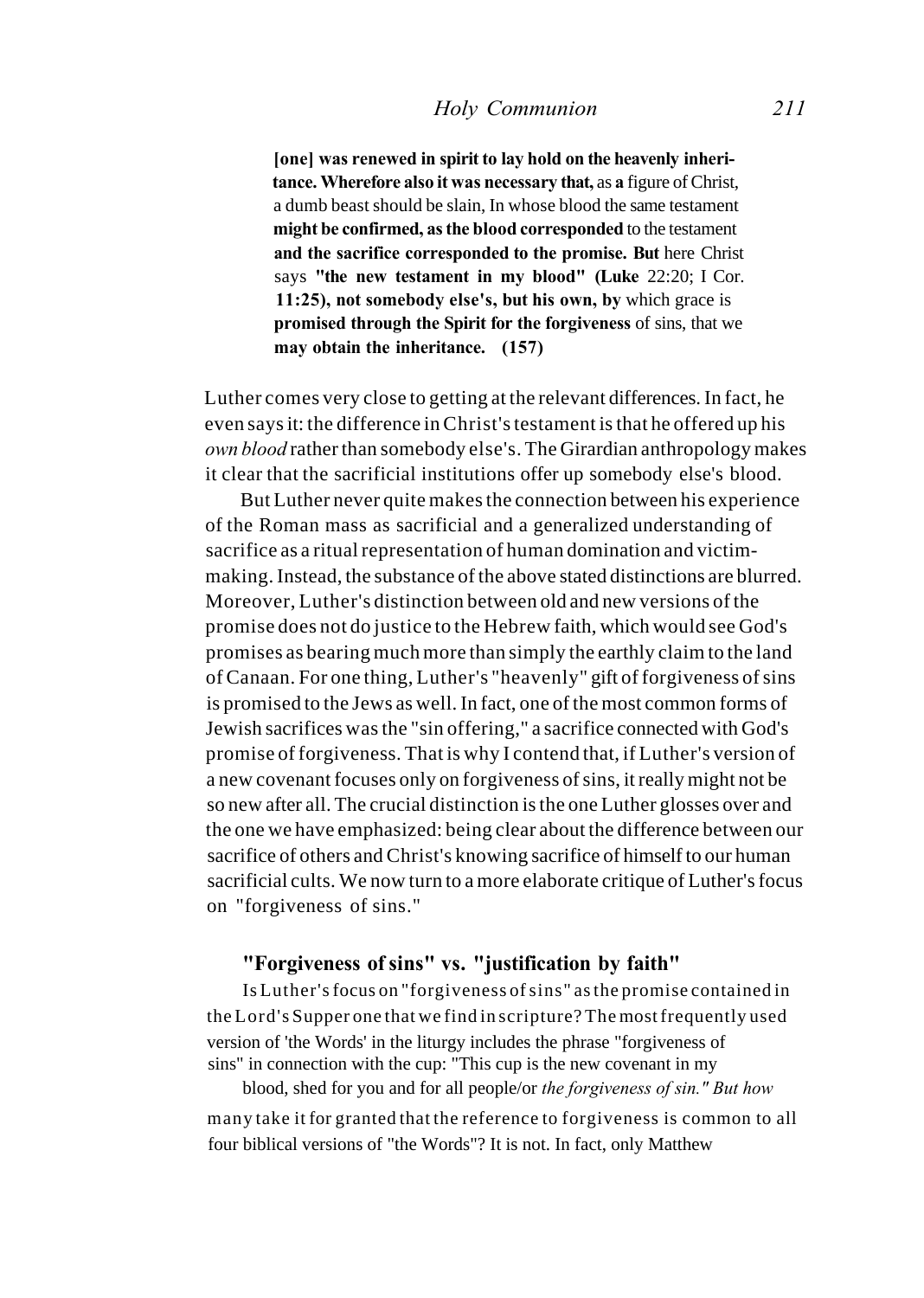> [one] was renewed in spirit to lay hold on the heavenly inheritance. Wherefore also it was necessary that, as a figure of Christ, a dumb beast should be slain, In whose blood the same testament might be confirmed, as the blood corresponded to the testament and the sacrifice corresponded to the promise. But here Christ says "the new testament in my blood" (Luke 22:20; I Cor. 11:25), not somebody else's, but his own, by which grace is promised through the Spirit for the forgiveness of sins, that we may obtain the inheritance. (157)

Luther comes very close to getting at the relevant differences. In fact, he even says it: the difference in Christ's testament is that he offered up his *own blood* rather than somebody else's. The Girardian anthropology makes it clear that the sacrificial institutions offer up somebody else's blood.

But Luther never quite makes the connection between his experience of the Roman mass as sacrificial and a generalized understanding of sacrifice as a ritual representation of human domination and victim-making. Instead, the substance of the above stated distinctions are blurred. Moreover, Luther's distinction between old and new versions of the promise does not do justice to the Hebrew faith, which would see God's promises as bearing much more than simply the earthly claim to the land of Canaan. For one thing, Luther's "heavenly" gift of forgiveness of sins is promised to the Jews as well. In fact, one of the most common forms of Jewish sacrifices was the "sin offering," a sacrifice connected with God's promise of forgiveness. That is why I contend that, if Luther's version of a new covenant focuses only on forgiveness of sins, it really might not be so new after all. The crucial distinction is the one Luther glosses over and the one we have emphasized: being clear about the difference between our sacrifice of others and Christ's knowing sacrifice of himself to our human sacrificial cults. We now turn to a more elaborate critique of Luther's focus on "forgiveness of sins."

### "Forgiveness of sins" vs. "justification by faith"

Is Luther's focus on "forgiveness of sins" as the promise contained in the Lord's Supper one that we find in scripture? The most frequently used version of 'the Words' in the liturgy includes the phrase "forgiveness of sins" in connection with the cup: "This cup is the new covenant in my blood, shed for you and for all people/or *the forgiveness of sin." But how* many take it for granted that the reference to forgiveness is common to all four biblical versions of "the Words"? It is not. In fact, only Matthew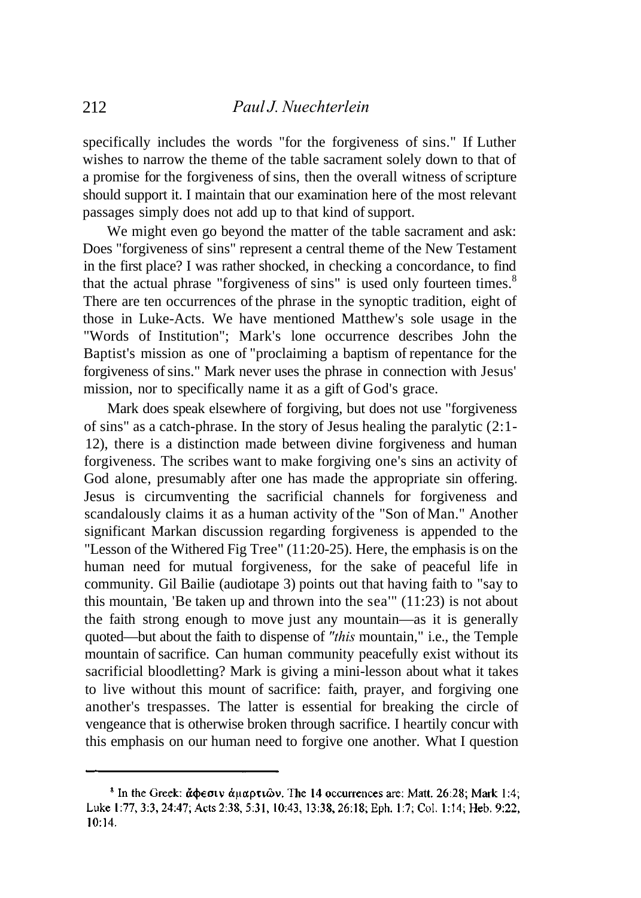specifically includes the words "for the forgiveness of sins." If Luther wishes to narrow the theme of the table sacrament solely down to that of a promise for the forgiveness of sins, then the overall witness of scripture should support it. I maintain that our examination here of the most relevant passages simply does not add up to that kind of support.

We might even go beyond the matter of the table sacrament and ask: Does "forgiveness of sins" represent a central theme of the New Testament in the first place? I was rather shocked, in checking a concordance, to find that the actual phrase "forgiveness of sins" is used only fourteen times.[8] There are ten occurrences of the phrase in the synoptic tradition, eight of those in Luke-Acts. We have mentioned Matthew's sole usage in the "Words of Institution"; Mark's lone occurrence describes John the Baptist's mission as one of "proclaiming a baptism of repentance for the forgiveness of sins." Mark never uses the phrase in connection with Jesus' mission, nor to specifically name it as a gift of God's grace.

Mark does speak elsewhere of forgiving, but does not use "forgiveness of sins" as a catch-phrase. In the story of Jesus healing the paralytic (2:1-12), there is a distinction made between divine forgiveness and human forgiveness. The scribes want to make forgiving one's sins an activity of God alone, presumably after one has made the appropriate sin offering. Jesus is circumventing the sacrificial channels for forgiveness and scandalously claims it as a human activity of the "Son of Man." Another significant Markan discussion regarding forgiveness is appended to the "Lesson of the Withered Fig Tree" (11:20-25). Here, the emphasis is on the human need for mutual forgiveness, for the sake of peaceful life in community. Gil Bailie (audiotape 3) points out that having faith to "say to this mountain, 'Be taken up and thrown into the sea'" (11:23) is not about the faith strong enough to move just any mountain—as it is generally quoted—but about the faith to dispense of *"this* mountain," i.e., the Temple mountain of sacrifice. Can human community peacefully exist without its sacrificial bloodletting? Mark is giving a mini-lesson about what it takes to live without this mount of sacrifice: faith, prayer, and forgiving one another's trespasses. The latter is essential for breaking the circle of vengeance that is otherwise broken through sacrifice. I heartily concur with this emphasis on our human need to forgive one another. What I question

---

[8] In the Greek: ἄφεσιν ἁμαρτιῶν. The 14 occurrences are: Matt. 26:28; Mark 1:4; Luke 1:77, 3:3, 24:47; Acts 2:38, 5:31, 10:43, 13:38, 26:18; Eph. 1:7; Col. 1:14; Heb. 9:22, 10:14.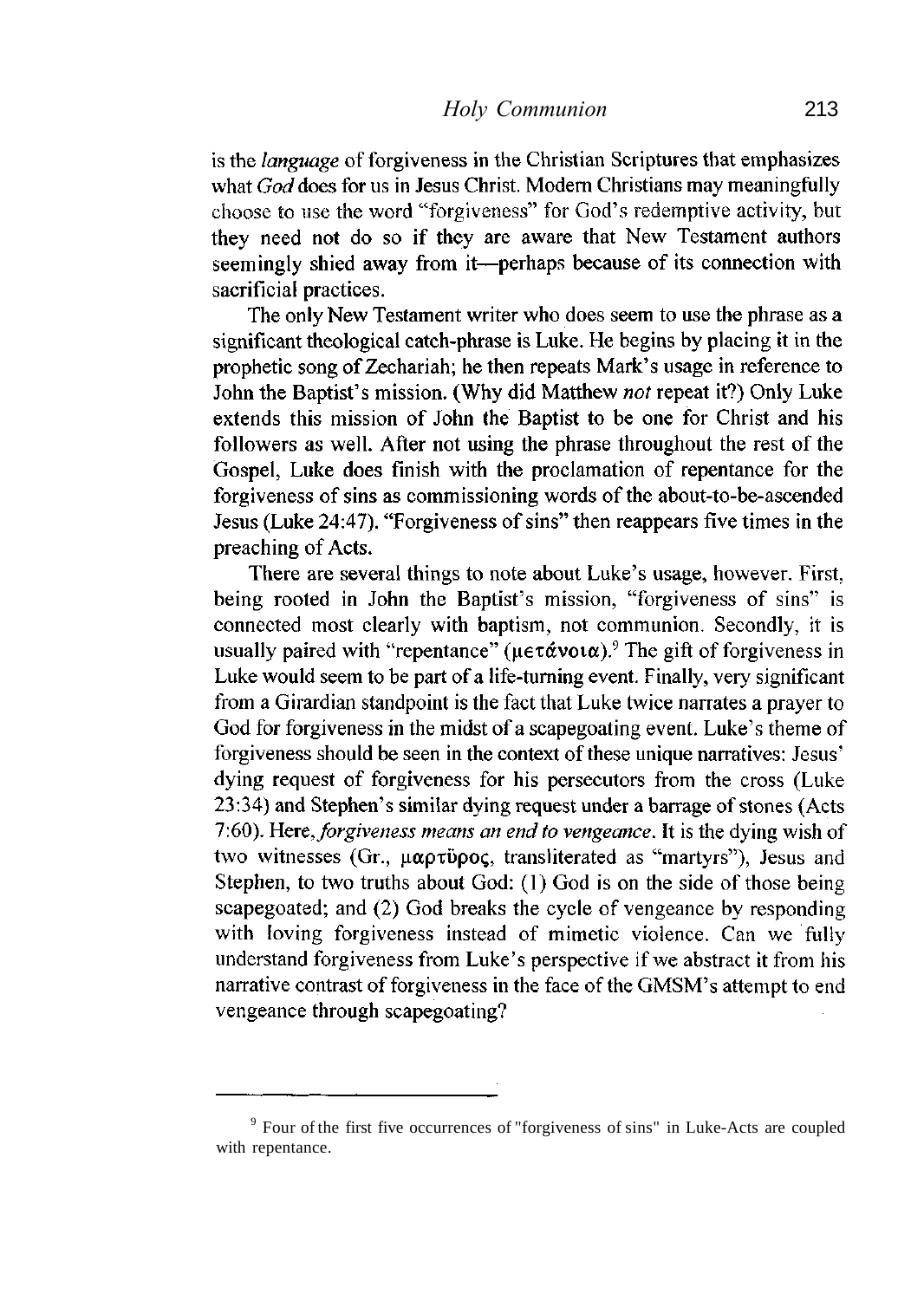is the *language* of forgiveness in the Christian Scriptures that emphasizes what *God* does for us in Jesus Christ. Modern Christians may meaningfully choose to use the word "forgiveness" for God's redemptive activity, but they need not do so if they are aware that New Testament authors seemingly shied away from it—perhaps because of its connection with sacrificial practices.

The only New Testament writer who does seem to use the phrase as a significant theological catch-phrase is Luke. He begins by placing it in the prophetic song of Zechariah; he then repeats Mark's usage in reference to John the Baptist's mission. (Why did Matthew *not* repeat it?) Only Luke extends this mission of John the Baptist to be one for Christ and his followers as well. After not using the phrase throughout the rest of the Gospel, Luke does finish with the proclamation of repentance for the forgiveness of sins as commissioning words of the about-to-be-ascended Jesus (Luke 24:47). "Forgiveness of sins" then reappears five times in the preaching of Acts.

There are several things to note about Luke's usage, however. First, being rooted in John the Baptist's mission, "forgiveness of sins" is connected most clearly with baptism, not communion. Secondly, it is usually paired with "repentance" (μετάνοια).[9] The gift of forgiveness in Luke would seem to be part of a life-turning event. Finally, very significant from a Girardian standpoint is the fact that Luke twice narrates a prayer to God for forgiveness in the midst of a scapegoating event. Luke's theme of forgiveness should be seen in the context of these unique narratives: Jesus' dying request of forgiveness for his persecutors from the cross (Luke 23:34) and Stephen's similar dying request under a barrage of stones (Acts 7:60). Here, *forgiveness means an end to vengeance*. It is the dying wish of two witnesses (Gr., μαρτῦρος, transliterated as "martyrs"), Jesus and Stephen, to two truths about God: (1) God is on the side of those being scapegoated; and (2) God breaks the cycle of vengeance by responding with loving forgiveness instead of mimetic violence. Can we fully understand forgiveness from Luke's perspective if we abstract it from his narrative contrast of forgiveness in the face of the GMSM's attempt to end vengeance through scapegoating?

---

[9] Four of the first five occurrences of "forgiveness of sins" in Luke-Acts are coupled with repentance.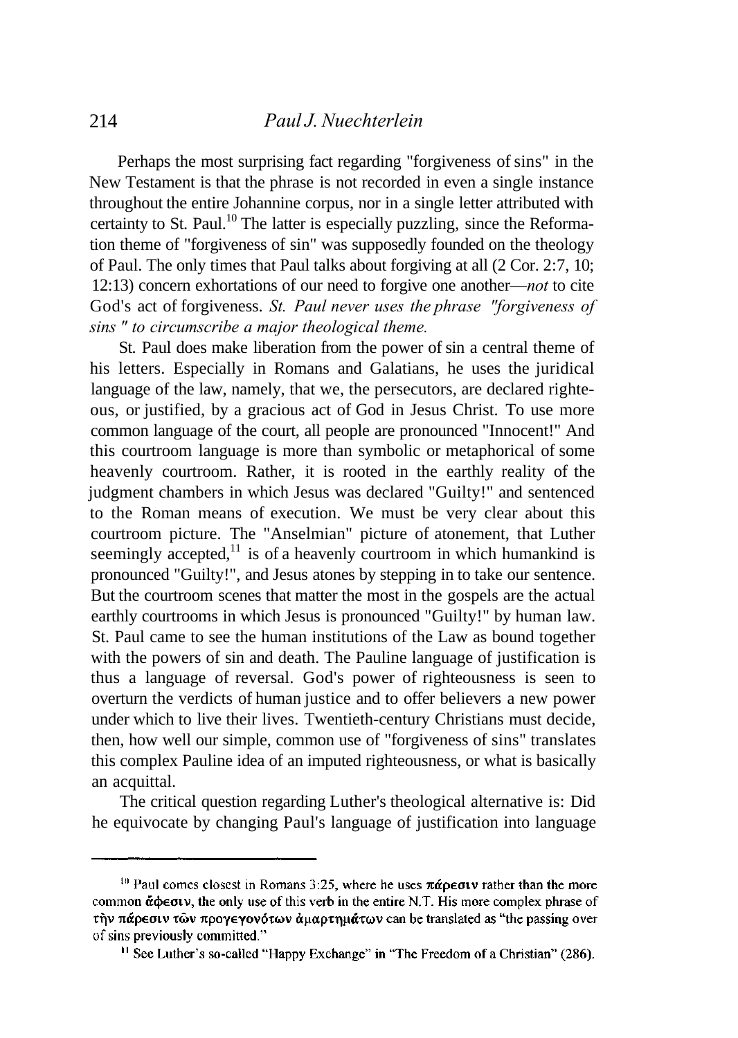Perhaps the most surprising fact regarding "forgiveness of sins" in the New Testament is that the phrase is not recorded in even a single instance throughout the entire Johannine corpus, nor in a single letter attributed with certainty to St. Paul.[10] The latter is especially puzzling, since the Reformation theme of "forgiveness of sin" was supposedly founded on the theology of Paul. The only times that Paul talks about forgiving at all (2 Cor. 2:7, 10; 12:13) concern exhortations of our need to forgive one another—*not* to cite God's act of forgiveness. *St. Paul never uses the phrase "forgiveness of sins" to circumscribe a major theological theme.*

St. Paul does make liberation from the power of sin a central theme of his letters. Especially in Romans and Galatians, he uses the juridical language of the law, namely, that we, the persecutors, are declared righteous, or justified, by a gracious act of God in Jesus Christ. To use more common language of the court, all people are pronounced "Innocent!" And this courtroom language is more than symbolic or metaphorical of some heavenly courtroom. Rather, it is rooted in the earthly reality of the judgment chambers in which Jesus was declared "Guilty!" and sentenced to the Roman means of execution. We must be very clear about this courtroom picture. The "Anselmian" picture of atonement, that Luther seemingly accepted,[11] is of a heavenly courtroom in which humankind is pronounced "Guilty!", and Jesus atones by stepping in to take our sentence. But the courtroom scenes that matter the most in the gospels are the actual earthly courtrooms in which Jesus is pronounced "Guilty!" by human law. St. Paul came to see the human institutions of the Law as bound together with the powers of sin and death. The Pauline language of justification is thus a language of reversal. God's power of righteousness is seen to overturn the verdicts of human justice and to offer believers a new power under which to live their lives. Twentieth-century Christians must decide, then, how well our simple, common use of "forgiveness of sins" translates this complex Pauline idea of an imputed righteousness, or what is basically an acquittal.

The critical question regarding Luther's theological alternative is: Did he equivocate by changing Paul's language of justification into language

---

[10] Paul comes closest in Romans 3:25, where he uses πάρεσιν rather than the more common ἄφεσιν, the only use of this verb in the entire N.T. His more complex phrase of τὴν πάρεσιν τῶν προγεγονότων ἁμαρτημάτων can be translated as "the passing over of sins previously committed."

[11] See Luther's so-called "Happy Exchange" in "The Freedom of a Christian" (286).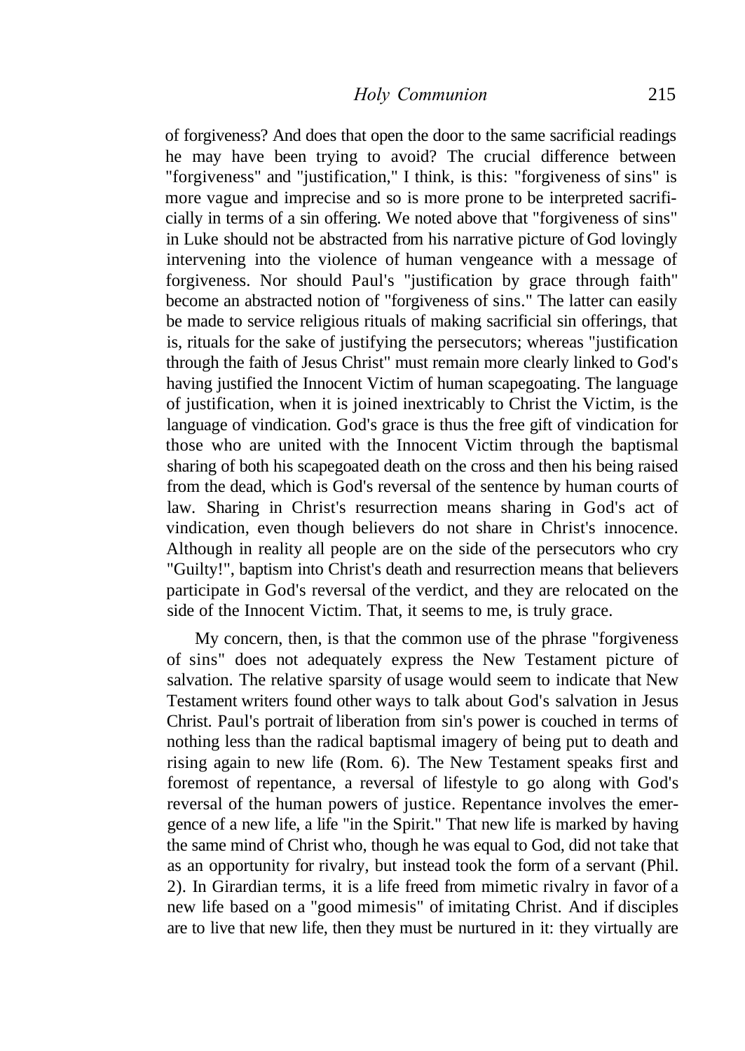of forgiveness? And does that open the door to the same sacrificial readings he may have been trying to avoid? The crucial difference between "forgiveness" and "justification," I think, is this: "forgiveness of sins" is more vague and imprecise and so is more prone to be interpreted sacrificially in terms of a sin offering. We noted above that "forgiveness of sins" in Luke should not be abstracted from his narrative picture of God lovingly intervening into the violence of human vengeance with a message of forgiveness. Nor should Paul's "justification by grace through faith" become an abstracted notion of "forgiveness of sins." The latter can easily be made to service religious rituals of making sacrificial sin offerings, that is, rituals for the sake of justifying the persecutors; whereas "justification through the faith of Jesus Christ" must remain more clearly linked to God's having justified the Innocent Victim of human scapegoating. The language of justification, when it is joined inextricably to Christ the Victim, is the language of vindication. God's grace is thus the free gift of vindication for those who are united with the Innocent Victim through the baptismal sharing of both his scapegoated death on the cross and then his being raised from the dead, which is God's reversal of the sentence by human courts of law. Sharing in Christ's resurrection means sharing in God's act of vindication, even though believers do not share in Christ's innocence. Although in reality all people are on the side of the persecutors who cry "Guilty!", baptism into Christ's death and resurrection means that believers participate in God's reversal of the verdict, and they are relocated on the side of the Innocent Victim. That, it seems to me, is truly grace.

My concern, then, is that the common use of the phrase "forgiveness of sins" does not adequately express the New Testament picture of salvation. The relative sparsity of usage would seem to indicate that New Testament writers found other ways to talk about God's salvation in Jesus Christ. Paul's portrait of liberation from sin's power is couched in terms of nothing less than the radical baptismal imagery of being put to death and rising again to new life (Rom. 6). The New Testament speaks first and foremost of repentance, a reversal of lifestyle to go along with God's reversal of the human powers of justice. Repentance involves the emergence of a new life, a life "in the Spirit." That new life is marked by having the same mind of Christ who, though he was equal to God, did not take that as an opportunity for rivalry, but instead took the form of a servant (Phil. 2). In Girardian terms, it is a life freed from mimetic rivalry in favor of a new life based on a "good mimesis" of imitating Christ. And if disciples are to live that new life, then they must be nurtured in it: they virtually are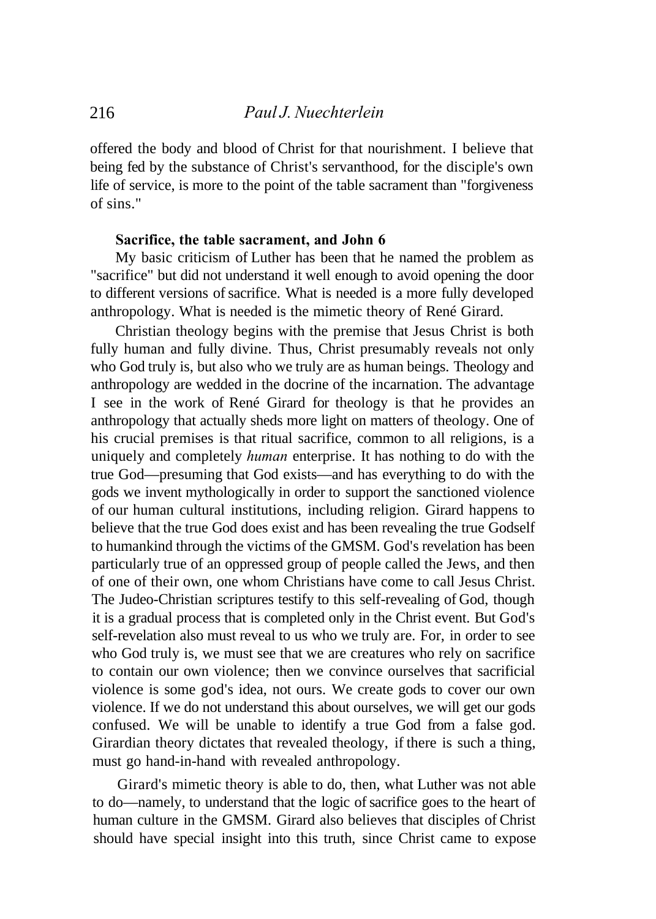offered the body and blood of Christ for that nourishment. I believe that being fed by the substance of Christ's servanthood, for the disciple's own life of service, is more to the point of the table sacrament than "forgiveness of sins."

### Sacrifice, the table sacrament, and John 6

My basic criticism of Luther has been that he named the problem as "sacrifice" but did not understand it well enough to avoid opening the door to different versions of sacrifice. What is needed is a more fully developed anthropology. What is needed is the mimetic theory of René Girard.

Christian theology begins with the premise that Jesus Christ is both fully human and fully divine. Thus, Christ presumably reveals not only who God truly is, but also who we truly are as human beings. Theology and anthropology are wedded in the docrine of the incarnation. The advantage I see in the work of René Girard for theology is that he provides an anthropology that actually sheds more light on matters of theology. One of his crucial premises is that ritual sacrifice, common to all religions, is a uniquely and completely *human* enterprise. It has nothing to do with the true God—presuming that God exists—and has everything to do with the gods we invent mythologically in order to support the sanctioned violence of our human cultural institutions, including religion. Girard happens to believe that the true God does exist and has been revealing the true Godself to humankind through the victims of the GMSM. God's revelation has been particularly true of an oppressed group of people called the Jews, and then of one of their own, one whom Christians have come to call Jesus Christ. The Judeo-Christian scriptures testify to this self-revealing of God, though it is a gradual process that is completed only in the Christ event. But God's self-revelation also must reveal to us who we truly are. For, in order to see who God truly is, we must see that we are creatures who rely on sacrifice to contain our own violence; then we convince ourselves that sacrificial violence is some god's idea, not ours. We create gods to cover our own violence. If we do not understand this about ourselves, we will get our gods confused. We will be unable to identify a true God from a false god. Girardian theory dictates that revealed theology, if there is such a thing, must go hand-in-hand with revealed anthropology.

Girard's mimetic theory is able to do, then, what Luther was not able to do—namely, to understand that the logic of sacrifice goes to the heart of human culture in the GMSM. Girard also believes that disciples of Christ should have special insight into this truth, since Christ came to expose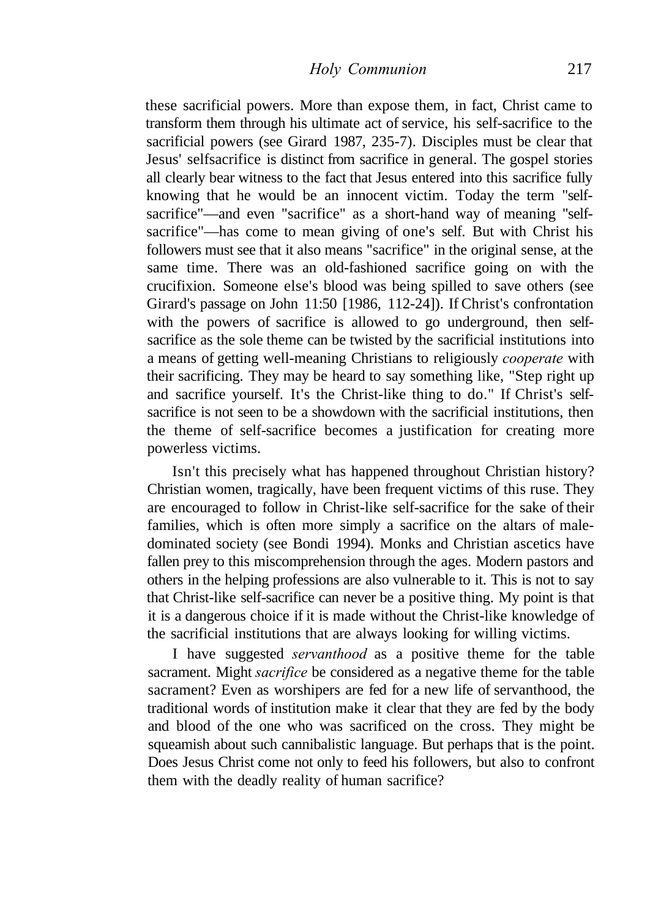these sacrificial powers. More than expose them, in fact, Christ came to transform them through his ultimate act of service, his self-sacrifice to the sacrificial powers (see Girard 1987, 235-7). Disciples must be clear that Jesus' selfsacrifice is distinct from sacrifice in general. The gospel stories all clearly bear witness to the fact that Jesus entered into this sacrifice fully knowing that he would be an innocent victim. Today the term "self-sacrifice"—and even "sacrifice" as a short-hand way of meaning "self-sacrifice"—has come to mean giving of one's self. But with Christ his followers must see that it also means "sacrifice" in the original sense, at the same time. There was an old-fashioned sacrifice going on with the crucifixion. Someone else's blood was being spilled to save others (see Girard's passage on John 11:50 [1986, 112-24]). If Christ's confrontation with the powers of sacrifice is allowed to go underground, then self-sacrifice as the sole theme can be twisted by the sacrificial institutions into a means of getting well-meaning Christians to religiously *cooperate* with their sacrificing. They may be heard to say something like, "Step right up and sacrifice yourself. It's the Christ-like thing to do." If Christ's self-sacrifice is not seen to be a showdown with the sacrificial institutions, then the theme of self-sacrifice becomes a justification for creating more powerless victims.

Isn't this precisely what has happened throughout Christian history? Christian women, tragically, have been frequent victims of this ruse. They are encouraged to follow in Christ-like self-sacrifice for the sake of their families, which is often more simply a sacrifice on the altars of male-dominated society (see Bondi 1994). Monks and Christian ascetics have fallen prey to this miscomprehension through the ages. Modern pastors and others in the helping professions are also vulnerable to it. This is not to say that Christ-like self-sacrifice can never be a positive thing. My point is that it is a dangerous choice if it is made without the Christ-like knowledge of the sacrificial institutions that are always looking for willing victims.

I have suggested *servanthood* as a positive theme for the table sacrament. Might *sacrifice* be considered as a negative theme for the table sacrament? Even as worshipers are fed for a new life of servanthood, the traditional words of institution make it clear that they are fed by the body and blood of the one who was sacrificed on the cross. They might be squeamish about such cannibalistic language. But perhaps that is the point. Does Jesus Christ come not only to feed his followers, but also to confront them with the deadly reality of human sacrifice?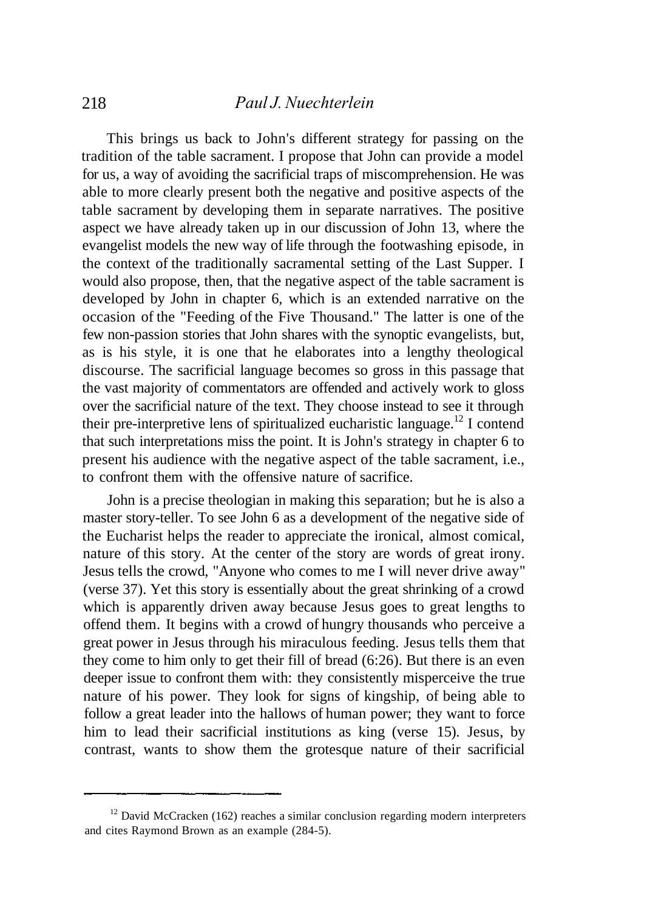This brings us back to John's different strategy for passing on the tradition of the table sacrament. I propose that John can provide a model for us, a way of avoiding the sacrificial traps of miscomprehension. He was able to more clearly present both the negative and positive aspects of the table sacrament by developing them in separate narratives. The positive aspect we have already taken up in our discussion of John 13, where the evangelist models the new way of life through the footwashing episode, in the context of the traditionally sacramental setting of the Last Supper. I would also propose, then, that the negative aspect of the table sacrament is developed by John in chapter 6, which is an extended narrative on the occasion of the "Feeding of the Five Thousand." The latter is one of the few non-passion stories that John shares with the synoptic evangelists, but, as is his style, it is one that he elaborates into a lengthy theological discourse. The sacrificial language becomes so gross in this passage that the vast majority of commentators are offended and actively work to gloss over the sacrificial nature of the text. They choose instead to see it through their pre-interpretive lens of spiritualized eucharistic language.[12] I contend that such interpretations miss the point. It is John's strategy in chapter 6 to present his audience with the negative aspect of the table sacrament, i.e., to confront them with the offensive nature of sacrifice.

John is a precise theologian in making this separation; but he is also a master story-teller. To see John 6 as a development of the negative side of the Eucharist helps the reader to appreciate the ironical, almost comical, nature of this story. At the center of the story are words of great irony. Jesus tells the crowd, "Anyone who comes to me I will never drive away" (verse 37). Yet this story is essentially about the great shrinking of a crowd which is apparently driven away because Jesus goes to great lengths to offend them. It begins with a crowd of hungry thousands who perceive a great power in Jesus through his miraculous feeding. Jesus tells them that they come to him only to get their fill of bread (6:26). But there is an even deeper issue to confront them with: they consistently misperceive the true nature of his power. They look for signs of kingship, of being able to follow a great leader into the hallows of human power; they want to force him to lead their sacrificial institutions as king (verse 15). Jesus, by contrast, wants to show them the grotesque nature of their sacrificial

---

[12] David McCracken (162) reaches a similar conclusion regarding modern interpreters and cites Raymond Brown as an example (284-5).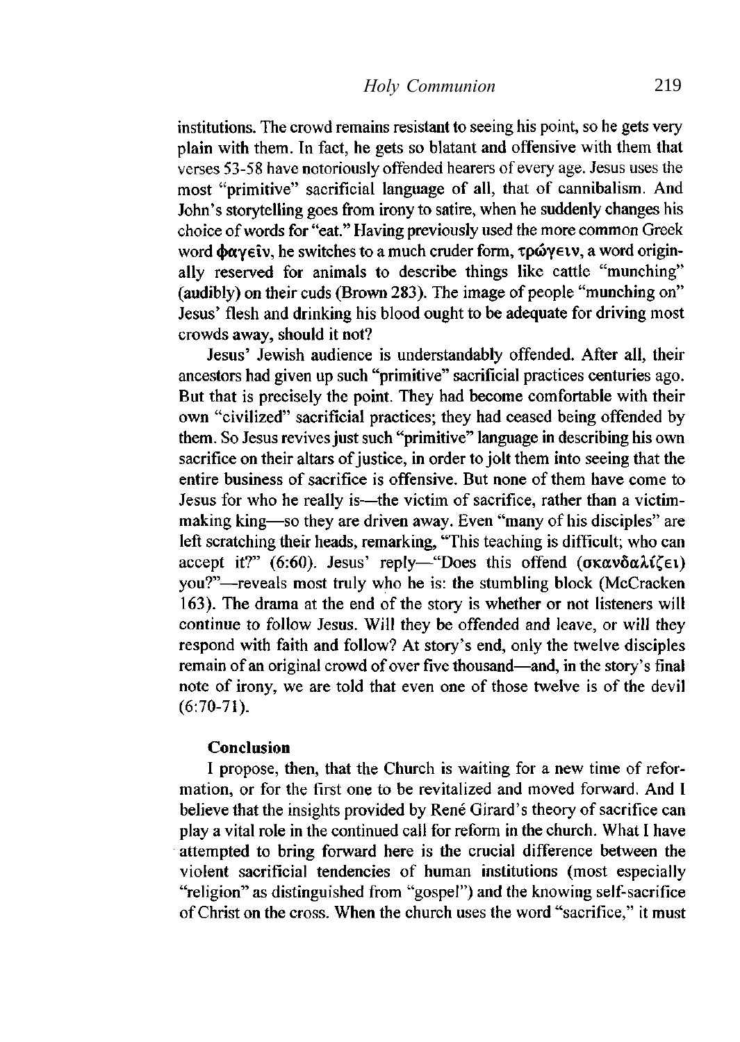institutions. The crowd remains resistant to seeing his point, so he gets very plain with them. In fact, he gets so blatant and offensive with them that verses 53-58 have notoriously offended hearers of every age. Jesus uses the most "primitive" sacrificial language of all, that of cannibalism. And John's storytelling goes from irony to satire, when he suddenly changes his choice of words for "eat." Having previously used the more common Greek word φαγεῖν, he switches to a much cruder form, τρώγειν, a word originally reserved for animals to describe things like cattle "munching" (audibly) on their cuds (Brown 283). The image of people "munching on" Jesus' flesh and drinking his blood ought to be adequate for driving most crowds away, should it not?

Jesus' Jewish audience is understandably offended. After all, their ancestors had given up such "primitive" sacrificial practices centuries ago. But that is precisely the point. They had become comfortable with their own "civilized" sacrificial practices; they had ceased being offended by them. So Jesus revives just such "primitive" language in describing his own sacrifice on their altars of justice, in order to jolt them into seeing that the entire business of sacrifice is offensive. But none of them have come to Jesus for who he really is—the victim of sacrifice, rather than a victim-making king—so they are driven away. Even "many of his disciples" are left scratching their heads, remarking, "This teaching is difficult; who can accept it?" (6:60). Jesus' reply—"Does this offend (σκανδαλίζει) you?"—reveals most truly who he is: the stumbling block (McCracken 163). The drama at the end of the story is whether or not listeners will continue to follow Jesus. Will they be offended and leave, or will they respond with faith and follow? At story's end, only the twelve disciples remain of an original crowd of over five thousand—and, in the story's final note of irony, we are told that even one of those twelve is of the devil (6:70-71).

### Conclusion

I propose, then, that the Church is waiting for a new time of reformation, or for the first one to be revitalized and moved forward. And I believe that the insights provided by René Girard's theory of sacrifice can play a vital role in the continued call for reform in the church. What I have attempted to bring forward here is the crucial difference between the violent sacrificial tendencies of human institutions (most especially "religion" as distinguished from "gospel") and the knowing self-sacrifice of Christ on the cross. When the church uses the word "sacrifice," it must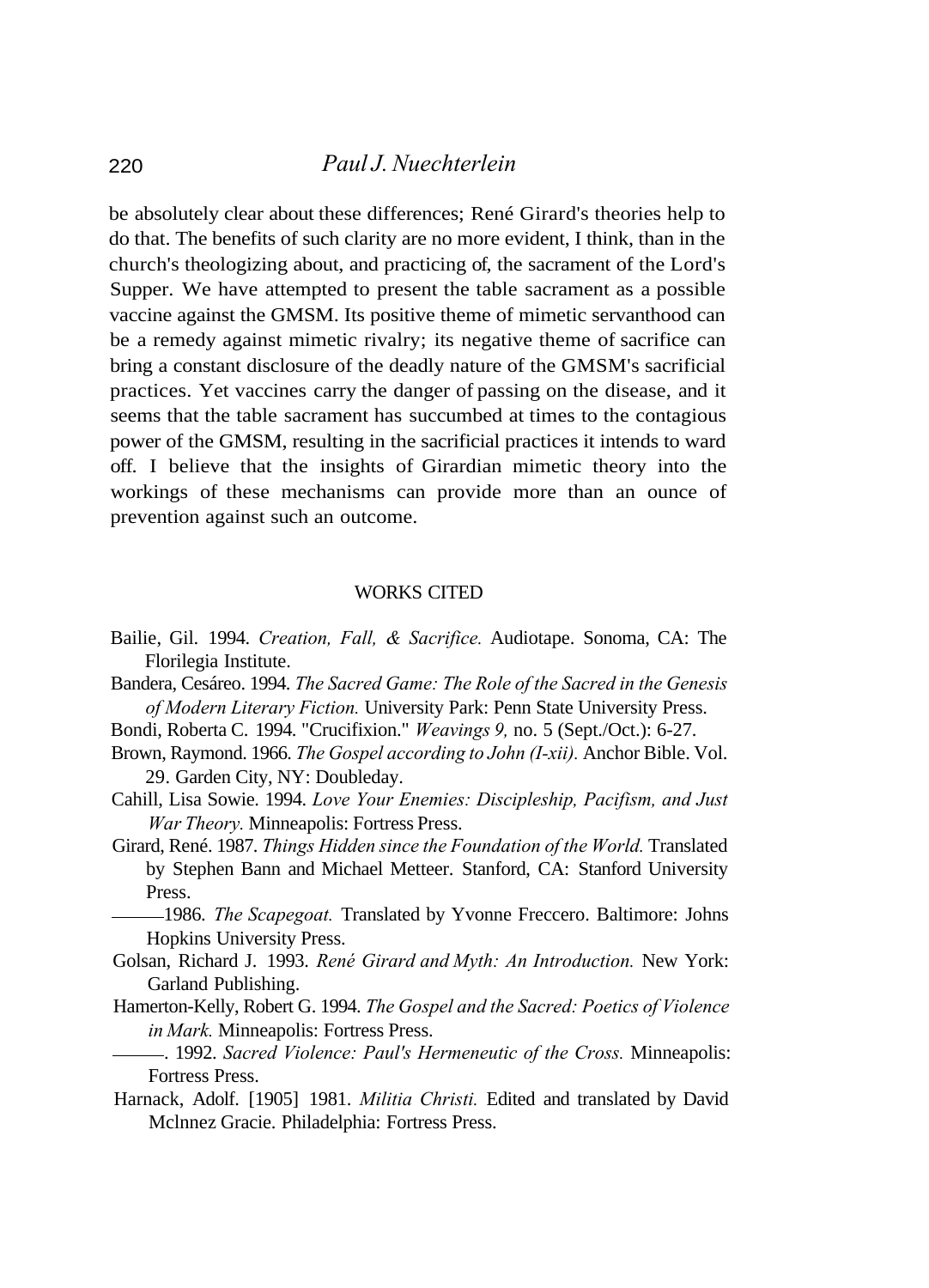be absolutely clear about these differences; René Girard's theories help to do that. The benefits of such clarity are no more evident, I think, than in the church's theologizing about, and practicing of, the sacrament of the Lord's Supper. We have attempted to present the table sacrament as a possible vaccine against the GMSM. Its positive theme of mimetic servanthood can be a remedy against mimetic rivalry; its negative theme of sacrifice can bring a constant disclosure of the deadly nature of the GMSM's sacrificial practices. Yet vaccines carry the danger of passing on the disease, and it seems that the table sacrament has succumbed at times to the contagious power of the GMSM, resulting in the sacrificial practices it intends to ward off. I believe that the insights of Girardian mimetic theory into the workings of these mechanisms can provide more than an ounce of prevention against such an outcome.

## WORKS CITED

Bailie, Gil. 1994. *Creation, Fall, & Sacrifice.* Audiotape. Sonoma, CA: The Florilegia Institute.

Bandera, Cesáreo. 1994. *The Sacred Game: The Role of the Sacred in the Genesis of Modern Literary Fiction.* University Park: Penn State University Press.

Bondi, Roberta C. 1994. "Crucifixion." *Weavings 9,* no. 5 (Sept./Oct.): 6-27.

Brown, Raymond. 1966. *The Gospel according to John (I-xii).* Anchor Bible. Vol. 29. Garden City, NY: Doubleday.

Cahill, Lisa Sowie. 1994. *Love Your Enemies: Discipleship, Pacifism, and Just War Theory.* Minneapolis: Fortress Press.

Girard, René. 1987. *Things Hidden since the Foundation of the World.* Translated by Stephen Bann and Michael Metteer. Stanford, CA: Stanford University Press.

———1986. *The Scapegoat.* Translated by Yvonne Freccero. Baltimore: Johns Hopkins University Press.

Golsan, Richard J. 1993. *René Girard and Myth: An Introduction.* New York: Garland Publishing.

Hamerton-Kelly, Robert G. 1994. *The Gospel and the Sacred: Poetics of Violence in Mark.* Minneapolis: Fortress Press.

———. 1992. *Sacred Violence: Paul's Hermeneutic of the Cross.* Minneapolis: Fortress Press.

Harnack, Adolf. [1905] 1981. *Militia Christi.* Edited and translated by David Mclnnez Gracie. Philadelphia: Fortress Press.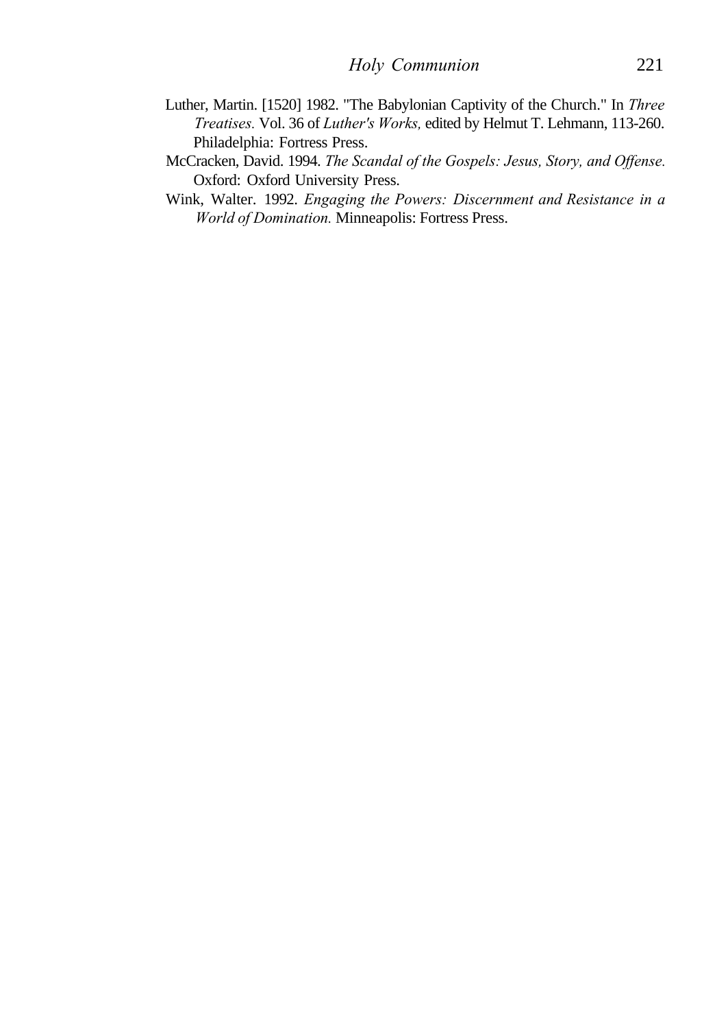Luther, Martin. [1520] 1982. "The Babylonian Captivity of the Church." In *Three Treatises.* Vol. 36 of *Luther's Works,* edited by Helmut T. Lehmann, 113-260. Philadelphia: Fortress Press.

McCracken, David. 1994. *The Scandal of the Gospels: Jesus, Story, and Offense.* Oxford: Oxford University Press.

Wink, Walter. 1992. *Engaging the Powers: Discernment and Resistance in a World of Domination.* Minneapolis: Fortress Press.